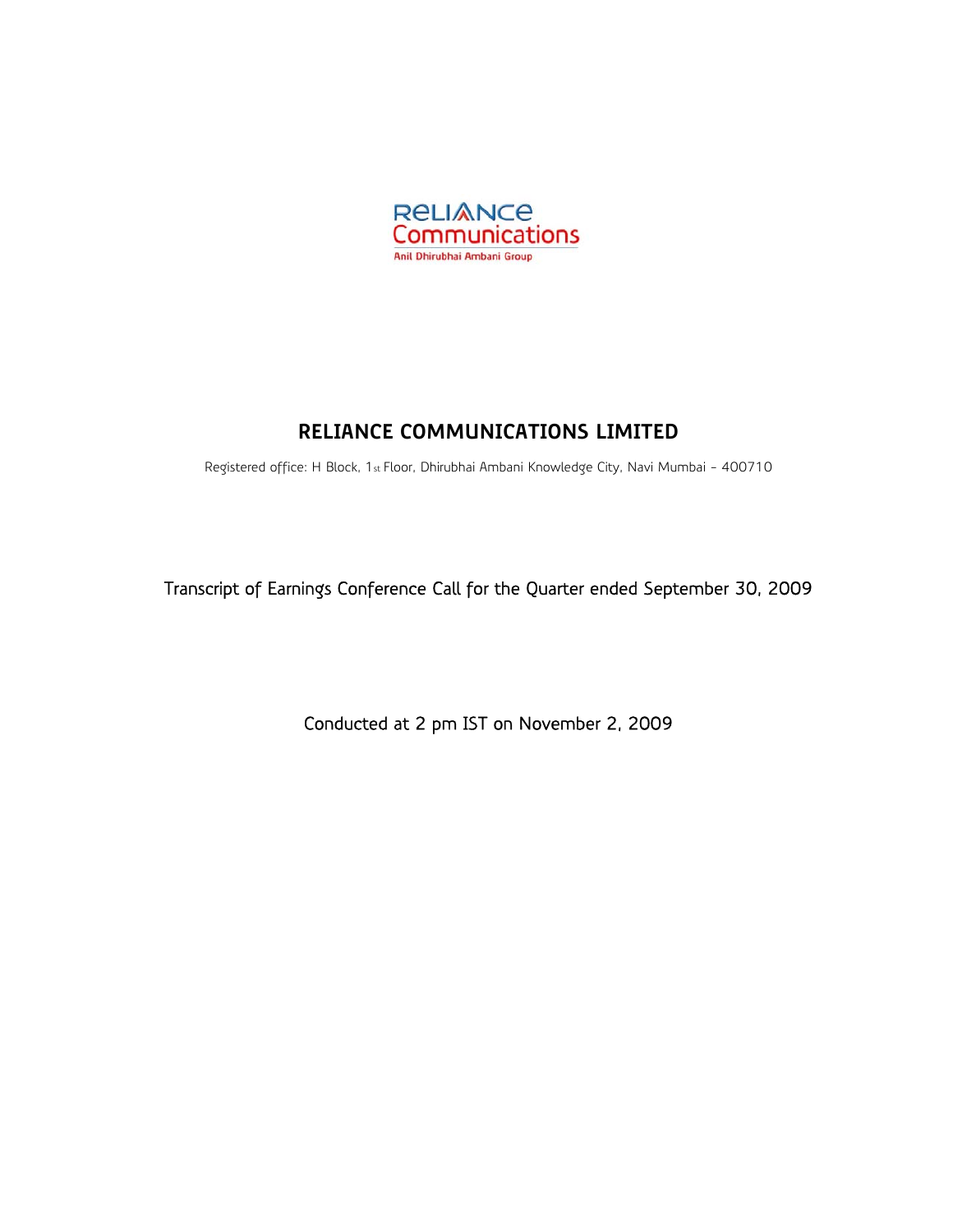Reliance Communications

Anil Dhirubhai Ambani Group

# RELIANCE COMMUNICATIONS LIMITED

Registered office: H Block, 1st Floor, Dhirubhai Ambani Knowledge City, Navi Mumbai – 400710

Transcript of Earnings Conference Call for the Quarter ended September 30, 2009

Conducted at 2 pm IST on November 2, 2009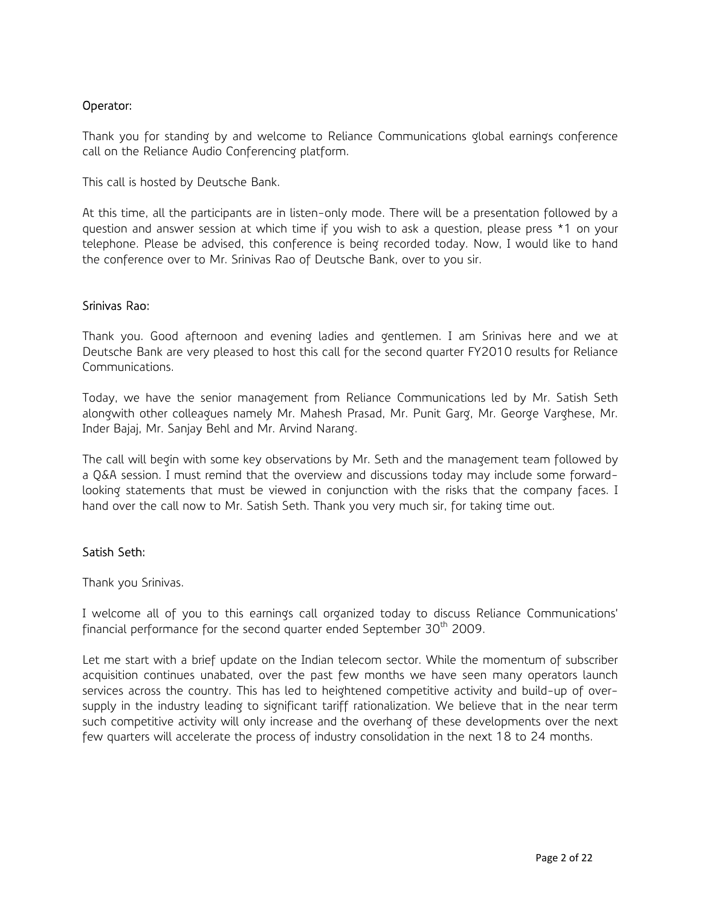Operator:

Thank you for standing by and welcome to Reliance Communications global earnings conference call on the Reliance Audio Conferencing platform.

This call is hosted by Deutsche Bank.

At this time, all the participants are in listen-only mode. There will be a presentation followed by a question and answer session at which time if you wish to ask a question, please press *1 on your telephone. Please be advised, this conference is being recorded today. Now, I would like to hand the conference over to Mr. Srinivas Rao of Deutsche Bank, over to you sir.

Srinivas Rao:

Thank you. Good afternoon and evening ladies and gentlemen. I am Srinivas here and we at Deutsche Bank are very pleased to host this call for the second quarter FY2010 results for Reliance Communications.

Today, we have the senior management from Reliance Communications led by Mr. Satish Seth alongwith other colleagues namely Mr. Mahesh Prasad, Mr. Punit Garg, Mr. George Varghese, Mr. Inder Bajaj, Mr. Sanjay Behl and Mr. Arvind Narang.

The call will begin with some key observations by Mr. Seth and the management team followed by a Q&A session. I must remind that the overview and discussions today may include some forward-looking statements that must be viewed in conjunction with the risks that the company faces. I hand over the call now to Mr. Satish Seth. Thank you very much sir, for taking time out.

Satish Seth:

Thank you Srinivas.

I welcome all of you to this earnings call organized today to discuss Reliance Communications' financial performance for the second quarter ended September 30th 2009.

Let me start with a brief update on the Indian telecom sector. While the momentum of subscriber acquisition continues unabated, over the past few months we have seen many operators launch services across the country. This has led to heightened competitive activity and build-up of over-supply in the industry leading to significant tariff rationalization. We believe that in the near term such competitive activity will only increase and the overhang of these developments over the next few quarters will accelerate the process of industry consolidation in the next 18 to 24 months.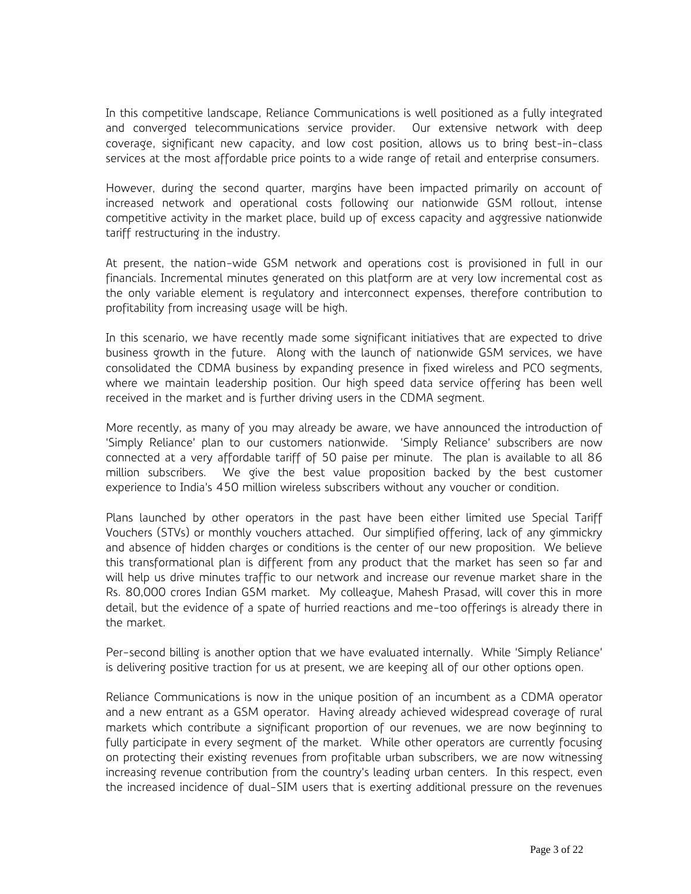In this competitive landscape, Reliance Communications is well positioned as a fully integrated and converged telecommunications service provider. Our extensive network with deep coverage, significant new capacity, and low cost position, allows us to bring best-in-class services at the most affordable price points to a wide range of retail and enterprise consumers.

However, during the second quarter, margins have been impacted primarily on account of increased network and operational costs following our nationwide GSM rollout, intense competitive activity in the market place, build up of excess capacity and aggressive nationwide tariff restructuring in the industry.

At present, the nation-wide GSM network and operations cost is provisioned in full in our financials. Incremental minutes generated on this platform are at very low incremental cost as the only variable element is regulatory and interconnect expenses, therefore contribution to profitability from increasing usage will be high.

In this scenario, we have recently made some significant initiatives that are expected to drive business growth in the future. Along with the launch of nationwide GSM services, we have consolidated the CDMA business by expanding presence in fixed wireless and PCO segments, where we maintain leadership position. Our high speed data service offering has been well received in the market and is further driving users in the CDMA segment.

More recently, as many of you may already be aware, we have announced the introduction of 'Simply Reliance' plan to our customers nationwide. 'Simply Reliance' subscribers are now connected at a very affordable tariff of 50 paise per minute. The plan is available to all 86 million subscribers. We give the best value proposition backed by the best customer experience to India's 450 million wireless subscribers without any voucher or condition.

Plans launched by other operators in the past have been either limited use Special Tariff Vouchers (STVs) or monthly vouchers attached. Our simplified offering, lack of any gimmickry and absence of hidden charges or conditions is the center of our new proposition. We believe this transformational plan is different from any product that the market has seen so far and will help us drive minutes traffic to our network and increase our revenue market share in the Rs. 80,000 crores Indian GSM market. My colleague, Mahesh Prasad, will cover this in more detail, but the evidence of a spate of hurried reactions and me-too offerings is already there in the market.

Per-second billing is another option that we have evaluated internally. While 'Simply Reliance' is delivering positive traction for us at present, we are keeping all of our other options open.

Reliance Communications is now in the unique position of an incumbent as a CDMA operator and a new entrant as a GSM operator. Having already achieved widespread coverage of rural markets which contribute a significant proportion of our revenues, we are now beginning to fully participate in every segment of the market. While other operators are currently focusing on protecting their existing revenues from profitable urban subscribers, we are now witnessing increasing revenue contribution from the country's leading urban centers. In this respect, even the increased incidence of dual-SIM users that is exerting additional pressure on the revenues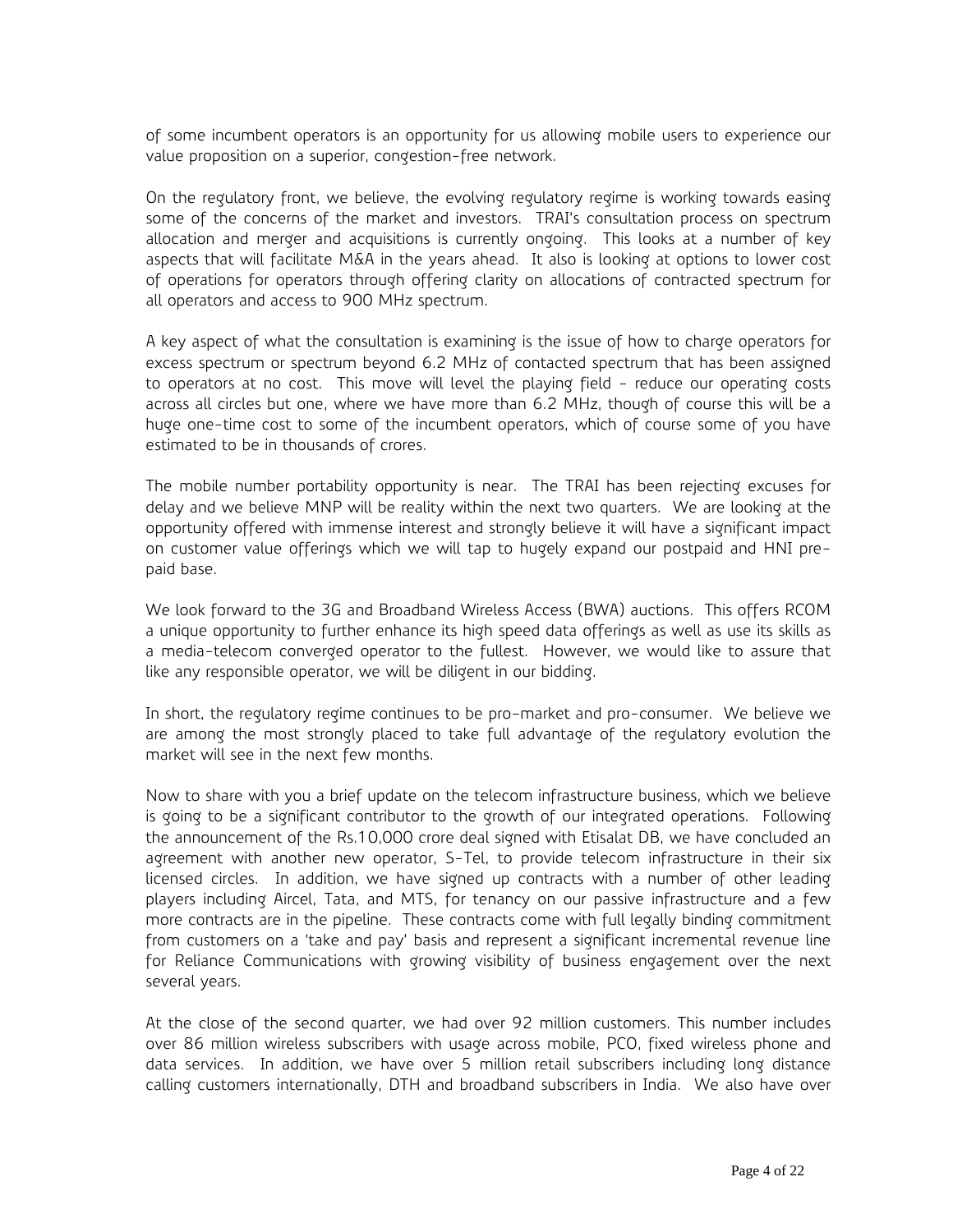of some incumbent operators is an opportunity for us allowing mobile users to experience our value proposition on a superior, congestion-free network.

On the regulatory front, we believe, the evolving regulatory regime is working towards easing some of the concerns of the market and investors. TRAI's consultation process on spectrum allocation and merger and acquisitions is currently ongoing. This looks at a number of key aspects that will facilitate M&A in the years ahead. It also is looking at options to lower cost of operations for operators through offering clarity on allocations of contracted spectrum for all operators and access to 900 MHz spectrum.

A key aspect of what the consultation is examining is the issue of how to charge operators for excess spectrum or spectrum beyond 6.2 MHz of contacted spectrum that has been assigned to operators at no cost. This move will level the playing field - reduce our operating costs across all circles but one, where we have more than 6.2 MHz, though of course this will be a huge one-time cost to some of the incumbent operators, which of course some of you have estimated to be in thousands of crores.

The mobile number portability opportunity is near. The TRAI has been rejecting excuses for delay and we believe MNP will be reality within the next two quarters. We are looking at the opportunity offered with immense interest and strongly believe it will have a significant impact on customer value offerings which we will tap to hugely expand our postpaid and HNI pre-paid base.

We look forward to the 3G and Broadband Wireless Access (BWA) auctions. This offers RCOM a unique opportunity to further enhance its high speed data offerings as well as use its skills as a media-telecom converged operator to the fullest. However, we would like to assure that like any responsible operator, we will be diligent in our bidding.

In short, the regulatory regime continues to be pro-market and pro-consumer. We believe we are among the most strongly placed to take full advantage of the regulatory evolution the market will see in the next few months.

Now to share with you a brief update on the telecom infrastructure business, which we believe is going to be a significant contributor to the growth of our integrated operations. Following the announcement of the Rs.10,000 crore deal signed with Etisalat DB, we have concluded an agreement with another new operator, S-Tel, to provide telecom infrastructure in their six licensed circles. In addition, we have signed up contracts with a number of other leading players including Aircel, Tata, and MTS, for tenancy on our passive infrastructure and a few more contracts are in the pipeline. These contracts come with full legally binding commitment from customers on a 'take and pay' basis and represent a significant incremental revenue line for Reliance Communications with growing visibility of business engagement over the next several years.

At the close of the second quarter, we had over 92 million customers. This number includes over 86 million wireless subscribers with usage across mobile, PCO, fixed wireless phone and data services. In addition, we have over 5 million retail subscribers including long distance calling customers internationally, DTH and broadband subscribers in India. We also have over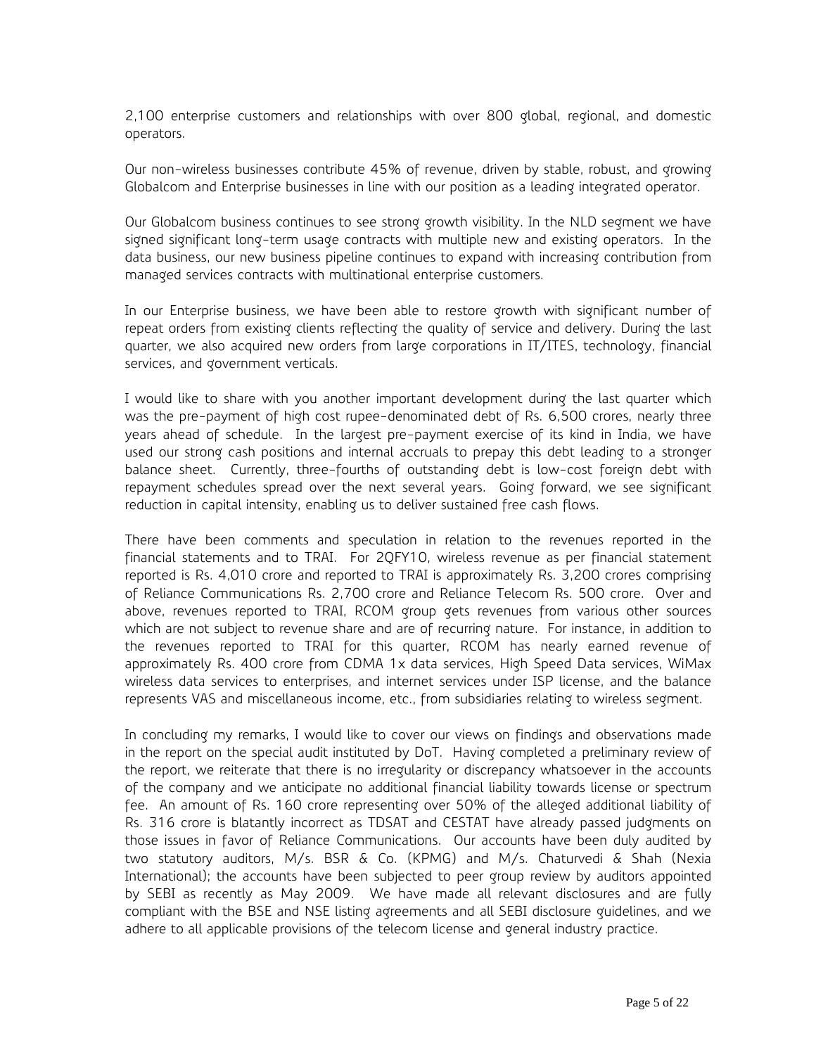2,100 enterprise customers and relationships with over 800 global, regional, and domestic operators.

Our non-wireless businesses contribute 45% of revenue, driven by stable, robust, and growing Globalcom and Enterprise businesses in line with our position as a leading integrated operator.

Our Globalcom business continues to see strong growth visibility. In the NLD segment we have signed significant long-term usage contracts with multiple new and existing operators. In the data business, our new business pipeline continues to expand with increasing contribution from managed services contracts with multinational enterprise customers.

In our Enterprise business, we have been able to restore growth with significant number of repeat orders from existing clients reflecting the quality of service and delivery. During the last quarter, we also acquired new orders from large corporations in IT/ITES, technology, financial services, and government verticals.

I would like to share with you another important development during the last quarter which was the pre-payment of high cost rupee-denominated debt of Rs. 6,500 crores, nearly three years ahead of schedule. In the largest pre-payment exercise of its kind in India, we have used our strong cash positions and internal accruals to prepay this debt leading to a stronger balance sheet. Currently, three-fourths of outstanding debt is low-cost foreign debt with repayment schedules spread over the next several years. Going forward, we see significant reduction in capital intensity, enabling us to deliver sustained free cash flows.

There have been comments and speculation in relation to the revenues reported in the financial statements and to TRAI. For 2QFY10, wireless revenue as per financial statement reported is Rs. 4,010 crore and reported to TRAI is approximately Rs. 3,200 crores comprising of Reliance Communications Rs. 2,700 crore and Reliance Telecom Rs. 500 crore. Over and above, revenues reported to TRAI, RCOM group gets revenues from various other sources which are not subject to revenue share and are of recurring nature. For instance, in addition to the revenues reported to TRAI for this quarter, RCOM has nearly earned revenue of approximately Rs. 400 crore from CDMA 1x data services, High Speed Data services, WiMax wireless data services to enterprises, and internet services under ISP license, and the balance represents VAS and miscellaneous income, etc., from subsidiaries relating to wireless segment.

In concluding my remarks, I would like to cover our views on findings and observations made in the report on the special audit instituted by DoT. Having completed a preliminary review of the report, we reiterate that there is no irregularity or discrepancy whatsoever in the accounts of the company and we anticipate no additional financial liability towards license or spectrum fee. An amount of Rs. 160 crore representing over 50% of the alleged additional liability of Rs. 316 crore is blatantly incorrect as TDSAT and CESTAT have already passed judgments on those issues in favor of Reliance Communications. Our accounts have been duly audited by two statutory auditors, M/s. BSR & Co. (KPMG) and M/s. Chaturvedi & Shah (Nexia International); the accounts have been subjected to peer group review by auditors appointed by SEBI as recently as May 2009. We have made all relevant disclosures and are fully compliant with the BSE and NSE listing agreements and all SEBI disclosure guidelines, and we adhere to all applicable provisions of the telecom license and general industry practice.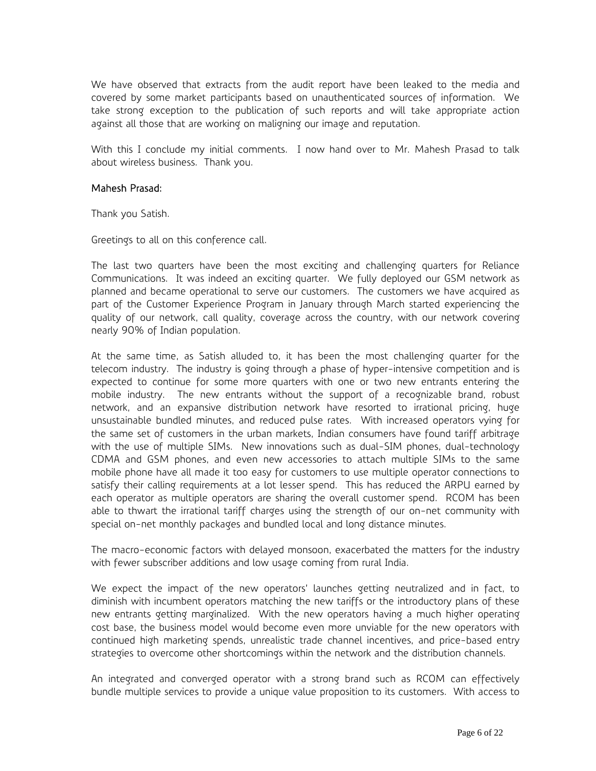We have observed that extracts from the audit report have been leaked to the media and covered by some market participants based on unauthenticated sources of information. We take strong exception to the publication of such reports and will take appropriate action against all those that are working on maligning our image and reputation.

With this I conclude my initial comments. I now hand over to Mr. Mahesh Prasad to talk about wireless business. Thank you.

**Mahesh Prasad:**

Thank you Satish.

Greetings to all on this conference call.

The last two quarters have been the most exciting and challenging quarters for Reliance Communications. It was indeed an exciting quarter. We fully deployed our GSM network as planned and became operational to serve our customers. The customers we have acquired as part of the Customer Experience Program in January through March started experiencing the quality of our network, call quality, coverage across the country, with our network covering nearly 90% of Indian population.

At the same time, as Satish alluded to, it has been the most challenging quarter for the telecom industry. The industry is going through a phase of hyper-intensive competition and is expected to continue for some more quarters with one or two new entrants entering the mobile industry. The new entrants without the support of a recognizable brand, robust network, and an expansive distribution network have resorted to irrational pricing, huge unsustainable bundled minutes, and reduced pulse rates. With increased operators vying for the same set of customers in the urban markets, Indian consumers have found tariff arbitrage with the use of multiple SIMs. New innovations such as dual-SIM phones, dual-technology CDMA and GSM phones, and even new accessories to attach multiple SIMs to the same mobile phone have all made it too easy for customers to use multiple operator connections to satisfy their calling requirements at a lot lesser spend. This has reduced the ARPU earned by each operator as multiple operators are sharing the overall customer spend. RCOM has been able to thwart the irrational tariff charges using the strength of our on-net community with special on-net monthly packages and bundled local and long distance minutes.

The macro-economic factors with delayed monsoon, exacerbated the matters for the industry with fewer subscriber additions and low usage coming from rural India.

We expect the impact of the new operators' launches getting neutralized and in fact, to diminish with incumbent operators matching the new tariffs or the introductory plans of these new entrants getting marginalized. With the new operators having a much higher operating cost base, the business model would become even more unviable for the new operators with continued high marketing spends, unrealistic trade channel incentives, and price-based entry strategies to overcome other shortcomings within the network and the distribution channels.

An integrated and converged operator with a strong brand such as RCOM can effectively bundle multiple services to provide a unique value proposition to its customers. With access to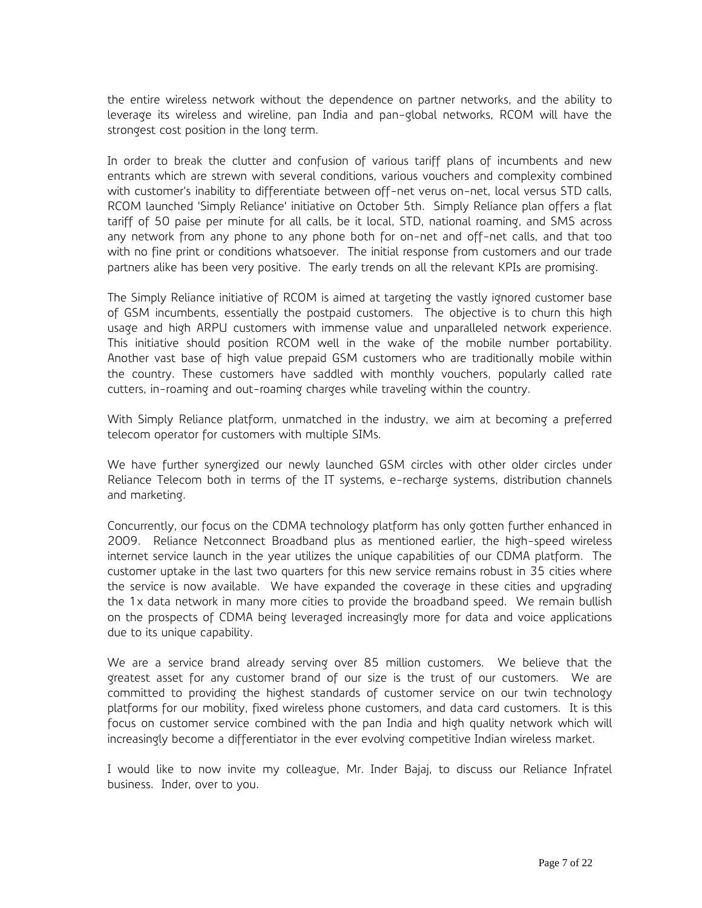the entire wireless network without the dependence on partner networks, and the ability to leverage its wireless and wireline, pan India and pan-global networks, RCOM will have the strongest cost position in the long term.

In order to break the clutter and confusion of various tariff plans of incumbents and new entrants which are strewn with several conditions, various vouchers and complexity combined with customer's inability to differentiate between off-net verus on-net, local versus STD calls, RCOM launched 'Simply Reliance' initiative on October 5th. Simply Reliance plan offers a flat tariff of 50 paise per minute for all calls, be it local, STD, national roaming, and SMS across any network from any phone to any phone both for on-net and off-net calls, and that too with no fine print or conditions whatsoever. The initial response from customers and our trade partners alike has been very positive. The early trends on all the relevant KPIs are promising.

The Simply Reliance initiative of RCOM is aimed at targeting the vastly ignored customer base of GSM incumbents, essentially the postpaid customers. The objective is to churn this high usage and high ARPU customers with immense value and unparalleled network experience. This initiative should position RCOM well in the wake of the mobile number portability. Another vast base of high value prepaid GSM customers who are traditionally mobile within the country. These customers have saddled with monthly vouchers, popularly called rate cutters, in-roaming and out-roaming charges while traveling within the country.

With Simply Reliance platform, unmatched in the industry, we aim at becoming a preferred telecom operator for customers with multiple SIMs.

We have further synergized our newly launched GSM circles with other older circles under Reliance Telecom both in terms of the IT systems, e-recharge systems, distribution channels and marketing.

Concurrently, our focus on the CDMA technology platform has only gotten further enhanced in 2009. Reliance Netconnect Broadband plus as mentioned earlier, the high-speed wireless internet service launch in the year utilizes the unique capabilities of our CDMA platform. The customer uptake in the last two quarters for this new service remains robust in 35 cities where the service is now available. We have expanded the coverage in these cities and upgrading the 1x data network in many more cities to provide the broadband speed. We remain bullish on the prospects of CDMA being leveraged increasingly more for data and voice applications due to its unique capability.

We are a service brand already serving over 85 million customers. We believe that the greatest asset for any customer brand of our size is the trust of our customers. We are committed to providing the highest standards of customer service on our twin technology platforms for our mobility, fixed wireless phone customers, and data card customers. It is this focus on customer service combined with the pan India and high quality network which will increasingly become a differentiator in the ever evolving competitive Indian wireless market.

I would like to now invite my colleague, Mr. Inder Bajaj, to discuss our Reliance Infratel business. Inder, over to you.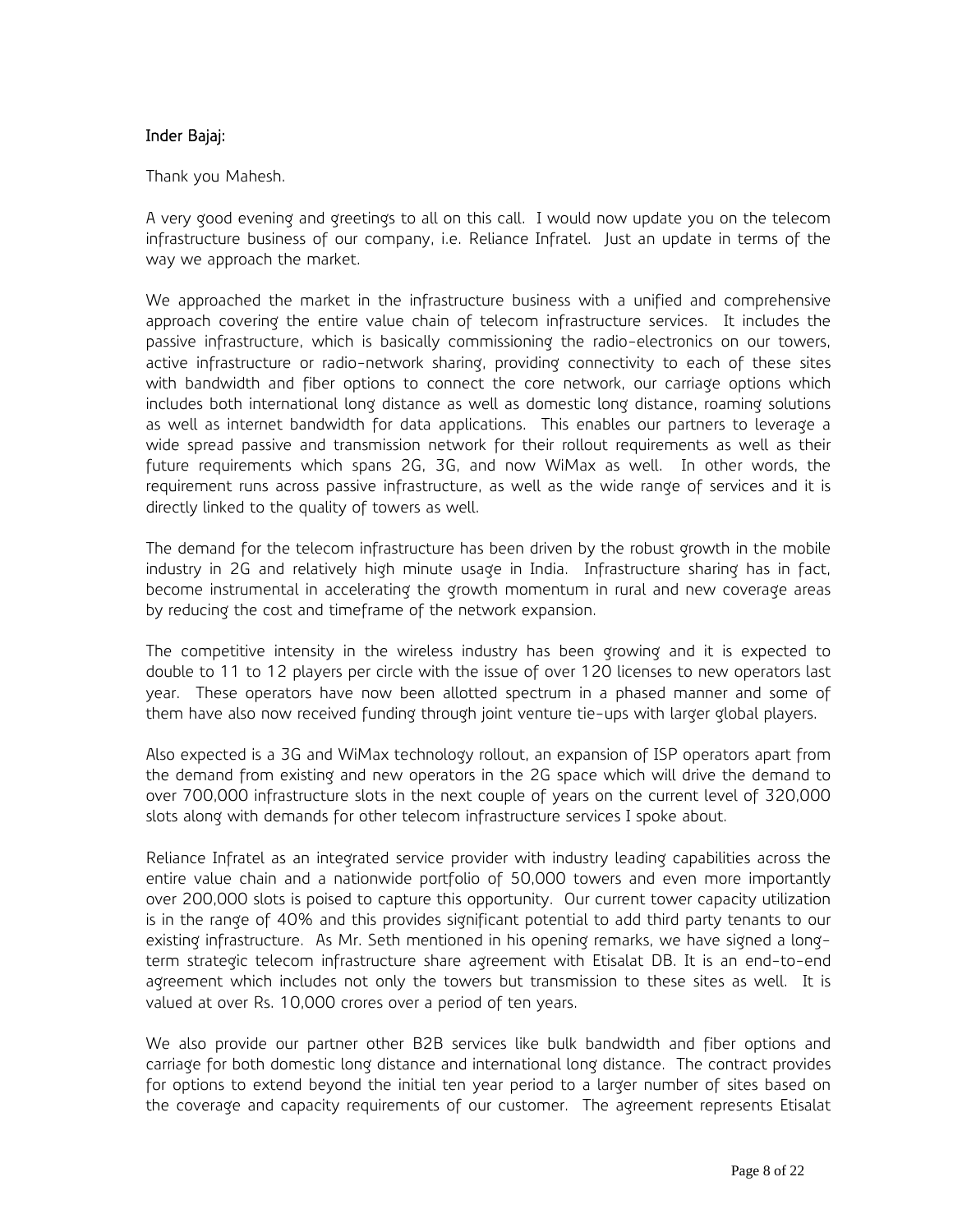**Inder Bajaj:**

Thank you Mahesh.

A very good evening and greetings to all on this call. I would now update you on the telecom infrastructure business of our company, i.e. Reliance Infratel. Just an update in terms of the way we approach the market.

We approached the market in the infrastructure business with a unified and comprehensive approach covering the entire value chain of telecom infrastructure services. It includes the passive infrastructure, which is basically commissioning the radio-electronics on our towers, active infrastructure or radio-network sharing, providing connectivity to each of these sites with bandwidth and fiber options to connect the core network, our carriage options which includes both international long distance as well as domestic long distance, roaming solutions as well as internet bandwidth for data applications. This enables our partners to leverage a wide spread passive and transmission network for their rollout requirements as well as their future requirements which spans 2G, 3G, and now WiMax as well. In other words, the requirement runs across passive infrastructure, as well as the wide range of services and it is directly linked to the quality of towers as well.

The demand for the telecom infrastructure has been driven by the robust growth in the mobile industry in 2G and relatively high minute usage in India. Infrastructure sharing has in fact, become instrumental in accelerating the growth momentum in rural and new coverage areas by reducing the cost and timeframe of the network expansion.

The competitive intensity in the wireless industry has been growing and it is expected to double to 11 to 12 players per circle with the issue of over 120 licenses to new operators last year. These operators have now been allotted spectrum in a phased manner and some of them have also now received funding through joint venture tie-ups with larger global players.

Also expected is a 3G and WiMax technology rollout, an expansion of ISP operators apart from the demand from existing and new operators in the 2G space which will drive the demand to over 700,000 infrastructure slots in the next couple of years on the current level of 320,000 slots along with demands for other telecom infrastructure services I spoke about.

Reliance Infratel as an integrated service provider with industry leading capabilities across the entire value chain and a nationwide portfolio of 50,000 towers and even more importantly over 200,000 slots is poised to capture this opportunity. Our current tower capacity utilization is in the range of 40% and this provides significant potential to add third party tenants to our existing infrastructure. As Mr. Seth mentioned in his opening remarks, we have signed a long-term strategic telecom infrastructure share agreement with Etisalat DB. It is an end-to-end agreement which includes not only the towers but transmission to these sites as well. It is valued at over Rs. 10,000 crores over a period of ten years.

We also provide our partner other B2B services like bulk bandwidth and fiber options and carriage for both domestic long distance and international long distance. The contract provides for options to extend beyond the initial ten year period to a larger number of sites based on the coverage and capacity requirements of our customer. The agreement represents Etisalat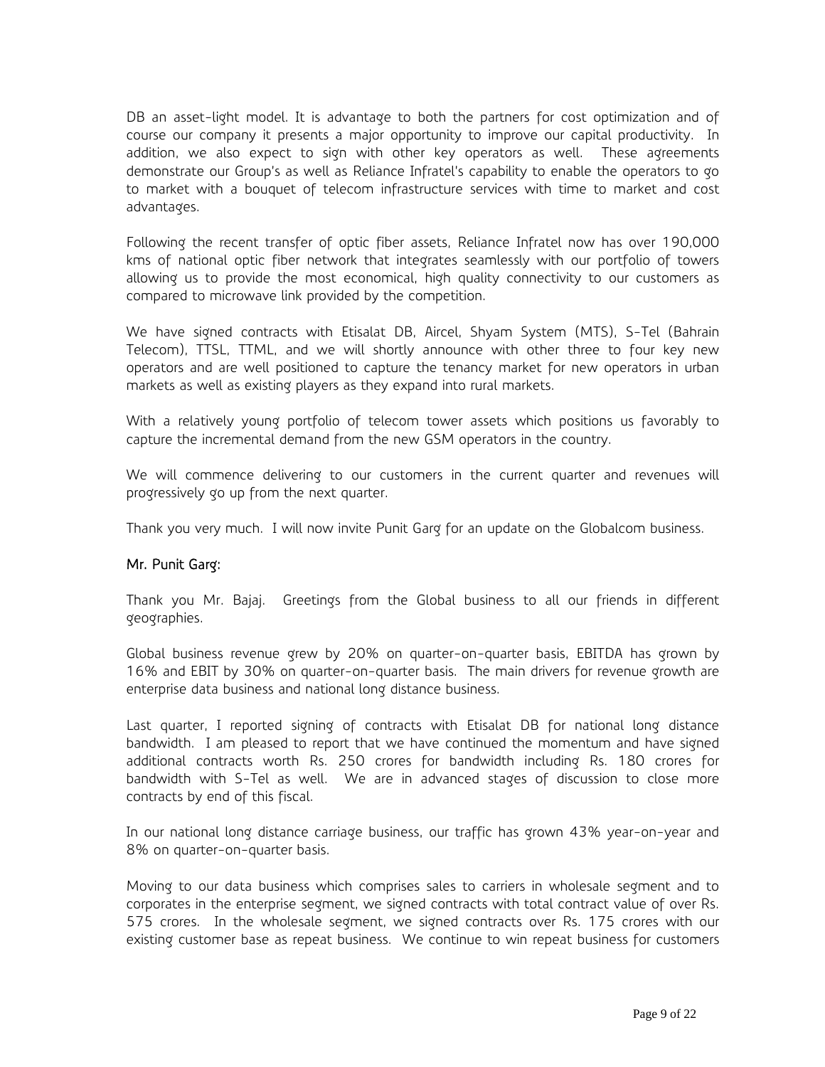DB an asset-light model. It is advantage to both the partners for cost optimization and of course our company it presents a major opportunity to improve our capital productivity. In addition, we also expect to sign with other key operators as well. These agreements demonstrate our Group's as well as Reliance Infratel's capability to enable the operators to go to market with a bouquet of telecom infrastructure services with time to market and cost advantages.

Following the recent transfer of optic fiber assets, Reliance Infratel now has over 190,000 kms of national optic fiber network that integrates seamlessly with our portfolio of towers allowing us to provide the most economical, high quality connectivity to our customers as compared to microwave link provided by the competition.

We have signed contracts with Etisalat DB, Aircel, Shyam System (MTS), S-Tel (Bahrain Telecom), TTSL, TTML, and we will shortly announce with other three to four key new operators and are well positioned to capture the tenancy market for new operators in urban markets as well as existing players as they expand into rural markets.

With a relatively young portfolio of telecom tower assets which positions us favorably to capture the incremental demand from the new GSM operators in the country.

We will commence delivering to our customers in the current quarter and revenues will progressively go up from the next quarter.

Thank you very much. I will now invite Punit Garg for an update on the Globalcom business.

**Mr. Punit Garg:**

Thank you Mr. Bajaj. Greetings from the Global business to all our friends in different geographies.

Global business revenue grew by 20% on quarter-on-quarter basis, EBITDA has grown by 16% and EBIT by 30% on quarter-on-quarter basis. The main drivers for revenue growth are enterprise data business and national long distance business.

Last quarter, I reported signing of contracts with Etisalat DB for national long distance bandwidth. I am pleased to report that we have continued the momentum and have signed additional contracts worth Rs. 250 crores for bandwidth including Rs. 180 crores for bandwidth with S-Tel as well. We are in advanced stages of discussion to close more contracts by end of this fiscal.

In our national long distance carriage business, our traffic has grown 43% year-on-year and 8% on quarter-on-quarter basis.

Moving to our data business which comprises sales to carriers in wholesale segment and to corporates in the enterprise segment, we signed contracts with total contract value of over Rs. 575 crores. In the wholesale segment, we signed contracts over Rs. 175 crores with our existing customer base as repeat business. We continue to win repeat business for customers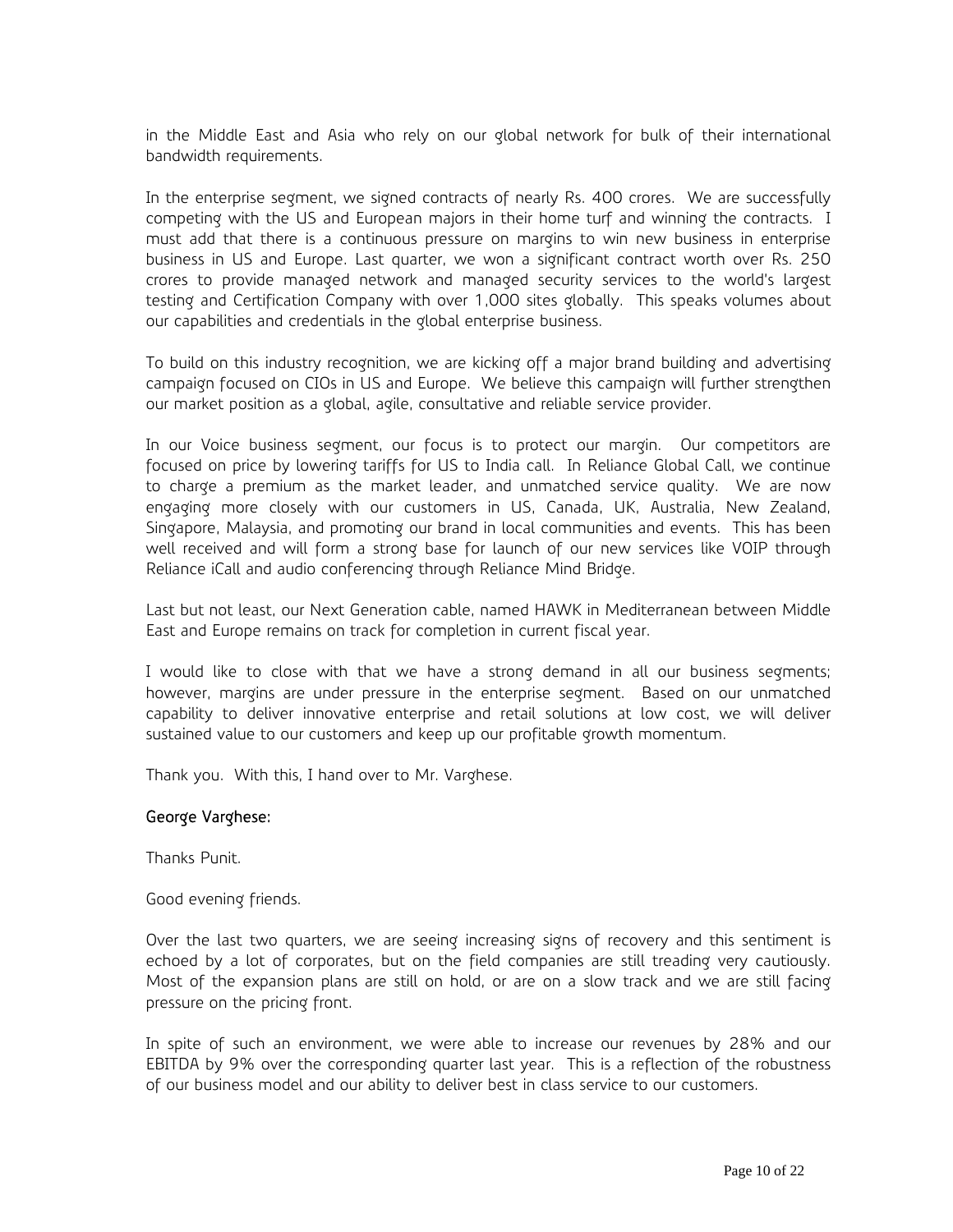in the Middle East and Asia who rely on our global network for bulk of their international bandwidth requirements.

In the enterprise segment, we signed contracts of nearly Rs. 400 crores. We are successfully competing with the US and European majors in their home turf and winning the contracts. I must add that there is a continuous pressure on margins to win new business in enterprise business in US and Europe. Last quarter, we won a significant contract worth over Rs. 250 crores to provide managed network and managed security services to the world's largest testing and Certification Company with over 1,000 sites globally. This speaks volumes about our capabilities and credentials in the global enterprise business.

To build on this industry recognition, we are kicking off a major brand building and advertising campaign focused on CIOs in US and Europe. We believe this campaign will further strengthen our market position as a global, agile, consultative and reliable service provider.

In our Voice business segment, our focus is to protect our margin. Our competitors are focused on price by lowering tariffs for US to India call. In Reliance Global Call, we continue to charge a premium as the market leader, and unmatched service quality. We are now engaging more closely with our customers in US, Canada, UK, Australia, New Zealand, Singapore, Malaysia, and promoting our brand in local communities and events. This has been well received and will form a strong base for launch of our new services like VOIP through Reliance iCall and audio conferencing through Reliance Mind Bridge.

Last but not least, our Next Generation cable, named HAWK in Mediterranean between Middle East and Europe remains on track for completion in current fiscal year.

I would like to close with that we have a strong demand in all our business segments; however, margins are under pressure in the enterprise segment. Based on our unmatched capability to deliver innovative enterprise and retail solutions at low cost, we will deliver sustained value to our customers and keep up our profitable growth momentum.

Thank you. With this, I hand over to Mr. Varghese.

**George Varghese:**

Thanks Punit.

Good evening friends.

Over the last two quarters, we are seeing increasing signs of recovery and this sentiment is echoed by a lot of corporates, but on the field companies are still treading very cautiously. Most of the expansion plans are still on hold, or are on a slow track and we are still facing pressure on the pricing front.

In spite of such an environment, we were able to increase our revenues by 28% and our EBITDA by 9% over the corresponding quarter last year. This is a reflection of the robustness of our business model and our ability to deliver best in class service to our customers.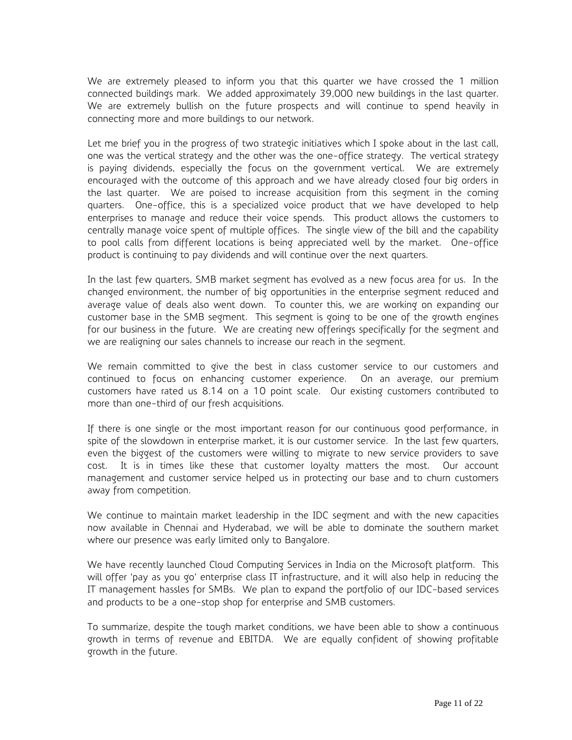We are extremely pleased to inform you that this quarter we have crossed the 1 million connected buildings mark. We added approximately 39,000 new buildings in the last quarter. We are extremely bullish on the future prospects and will continue to spend heavily in connecting more and more buildings to our network.

Let me brief you in the progress of two strategic initiatives which I spoke about in the last call, one was the vertical strategy and the other was the one-office strategy. The vertical strategy is paying dividends, especially the focus on the government vertical. We are extremely encouraged with the outcome of this approach and we have already closed four big orders in the last quarter. We are poised to increase acquisition from this segment in the coming quarters. One-office, this is a specialized voice product that we have developed to help enterprises to manage and reduce their voice spends. This product allows the customers to centrally manage voice spent of multiple offices. The single view of the bill and the capability to pool calls from different locations is being appreciated well by the market. One-office product is continuing to pay dividends and will continue over the next quarters.

In the last few quarters, SMB market segment has evolved as a new focus area for us. In the changed environment, the number of big opportunities in the enterprise segment reduced and average value of deals also went down. To counter this, we are working on expanding our customer base in the SMB segment. This segment is going to be one of the growth engines for our business in the future. We are creating new offerings specifically for the segment and we are realigning our sales channels to increase our reach in the segment.

We remain committed to give the best in class customer service to our customers and continued to focus on enhancing customer experience. On an average, our premium customers have rated us 8.14 on a 10 point scale. Our existing customers contributed to more than one-third of our fresh acquisitions.

If there is one single or the most important reason for our continuous good performance, in spite of the slowdown in enterprise market, it is our customer service. In the last few quarters, even the biggest of the customers were willing to migrate to new service providers to save cost. It is in times like these that customer loyalty matters the most. Our account management and customer service helped us in protecting our base and to churn customers away from competition.

We continue to maintain market leadership in the IDC segment and with the new capacities now available in Chennai and Hyderabad, we will be able to dominate the southern market where our presence was early limited only to Bangalore.

We have recently launched Cloud Computing Services in India on the Microsoft platform. This will offer 'pay as you go' enterprise class IT infrastructure, and it will also help in reducing the IT management hassles for SMBs. We plan to expand the portfolio of our IDC-based services and products to be a one-stop shop for enterprise and SMB customers.

To summarize, despite the tough market conditions, we have been able to show a continuous growth in terms of revenue and EBITDA. We are equally confident of showing profitable growth in the future.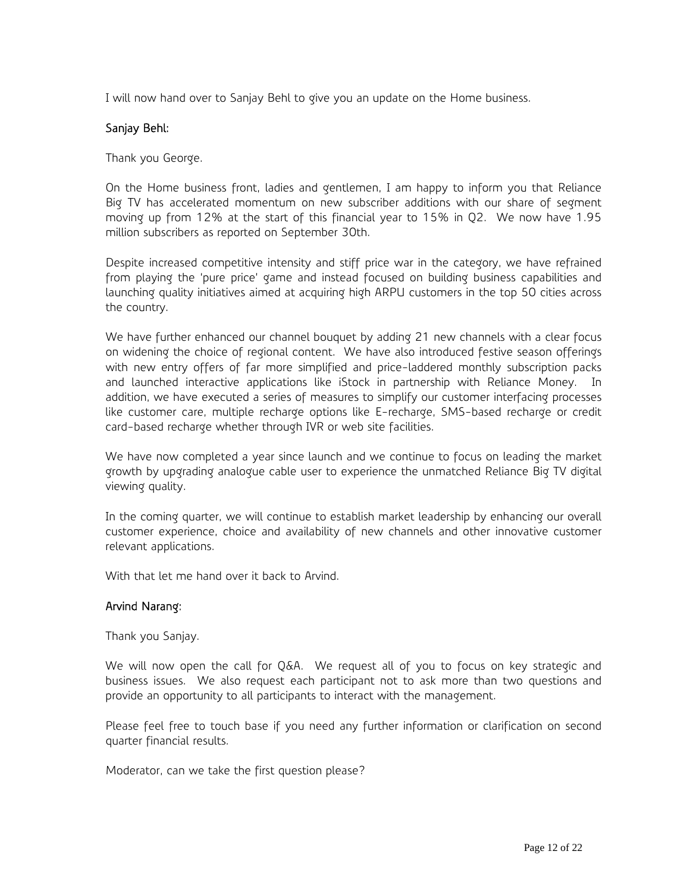I will now hand over to Sanjay Behl to give you an update on the Home business.

**Sanjay Behl:**

Thank you George.

On the Home business front, ladies and gentlemen, I am happy to inform you that Reliance Big TV has accelerated momentum on new subscriber additions with our share of segment moving up from 12% at the start of this financial year to 15% in Q2. We now have 1.95 million subscribers as reported on September 30th.

Despite increased competitive intensity and stiff price war in the category, we have refrained from playing the 'pure price' game and instead focused on building business capabilities and launching quality initiatives aimed at acquiring high ARPU customers in the top 50 cities across the country.

We have further enhanced our channel bouquet by adding 21 new channels with a clear focus on widening the choice of regional content. We have also introduced festive season offerings with new entry offers of far more simplified and price-laddered monthly subscription packs and launched interactive applications like iStock in partnership with Reliance Money. In addition, we have executed a series of measures to simplify our customer interfacing processes like customer care, multiple recharge options like E-recharge, SMS-based recharge or credit card-based recharge whether through IVR or web site facilities.

We have now completed a year since launch and we continue to focus on leading the market growth by upgrading analogue cable user to experience the unmatched Reliance Big TV digital viewing quality.

In the coming quarter, we will continue to establish market leadership by enhancing our overall customer experience, choice and availability of new channels and other innovative customer relevant applications.

With that let me hand over it back to Arvind.

**Arvind Narang:**

Thank you Sanjay.

We will now open the call for Q&A. We request all of you to focus on key strategic and business issues. We also request each participant not to ask more than two questions and provide an opportunity to all participants to interact with the management.

Please feel free to touch base if you need any further information or clarification on second quarter financial results.

Moderator, can we take the first question please?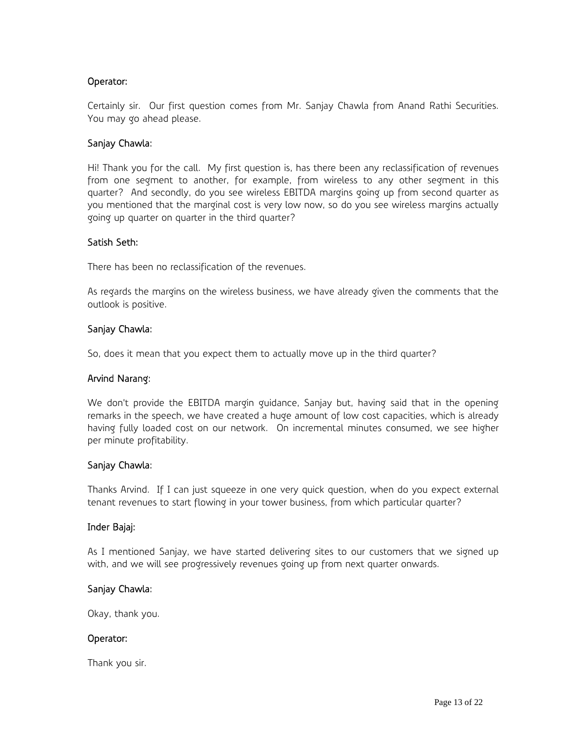**Operator:**

Certainly sir. Our first question comes from Mr. Sanjay Chawla from Anand Rathi Securities. You may go ahead please.

**Sanjay Chawla:**

Hi! Thank you for the call. My first question is, has there been any reclassification of revenues from one segment to another, for example, from wireless to any other segment in this quarter? And secondly, do you see wireless EBITDA margins going up from second quarter as you mentioned that the marginal cost is very low now, so do you see wireless margins actually going up quarter on quarter in the third quarter?

**Satish Seth:**

There has been no reclassification of the revenues.

As regards the margins on the wireless business, we have already given the comments that the outlook is positive.

**Sanjay Chawla:**

So, does it mean that you expect them to actually move up in the third quarter?

**Arvind Narang:**

We don't provide the EBITDA margin guidance, Sanjay but, having said that in the opening remarks in the speech, we have created a huge amount of low cost capacities, which is already having fully loaded cost on our network. On incremental minutes consumed, we see higher per minute profitability.

**Sanjay Chawla:**

Thanks Arvind. If I can just squeeze in one very quick question, when do you expect external tenant revenues to start flowing in your tower business, from which particular quarter?

**Inder Bajaj:**

As I mentioned Sanjay, we have started delivering sites to our customers that we signed up with, and we will see progressively revenues going up from next quarter onwards.

**Sanjay Chawla:**

Okay, thank you.

**Operator:**

Thank you sir.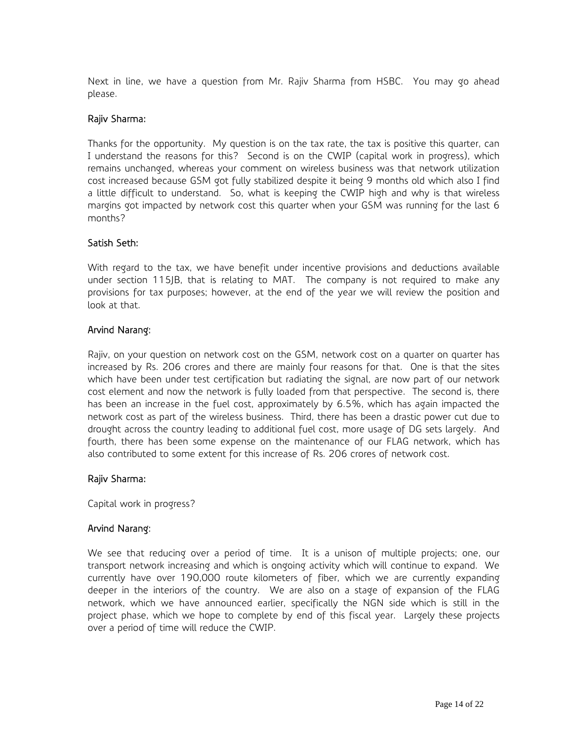Next in line, we have a question from Mr. Rajiv Sharma from HSBC. You may go ahead please.

**Rajiv Sharma:**

Thanks for the opportunity. My question is on the tax rate, the tax is positive this quarter, can I understand the reasons for this? Second is on the CWIP (capital work in progress), which remains unchanged, whereas your comment on wireless business was that network utilization cost increased because GSM got fully stabilized despite it being 9 months old which also I find a little difficult to understand. So, what is keeping the CWIP high and why is that wireless margins got impacted by network cost this quarter when your GSM was running for the last 6 months?

**Satish Seth:**

With regard to the tax, we have benefit under incentive provisions and deductions available under section 115JB, that is relating to MAT. The company is not required to make any provisions for tax purposes; however, at the end of the year we will review the position and look at that.

**Arvind Narang:**

Rajiv, on your question on network cost on the GSM, network cost on a quarter on quarter has increased by Rs. 206 crores and there are mainly four reasons for that. One is that the sites which have been under test certification but radiating the signal, are now part of our network cost element and now the network is fully loaded from that perspective. The second is, there has been an increase in the fuel cost, approximately by 6.5%, which has again impacted the network cost as part of the wireless business. Third, there has been a drastic power cut due to drought across the country leading to additional fuel cost, more usage of DG sets largely. And fourth, there has been some expense on the maintenance of our FLAG network, which has also contributed to some extent for this increase of Rs. 206 crores of network cost.

**Rajiv Sharma:**

Capital work in progress?

**Arvind Narang:**

We see that reducing over a period of time. It is a unison of multiple projects; one, our transport network increasing and which is ongoing activity which will continue to expand. We currently have over 190,000 route kilometers of fiber, which we are currently expanding deeper in the interiors of the country. We are also on a stage of expansion of the FLAG network, which we have announced earlier, specifically the NGN side which is still in the project phase, which we hope to complete by end of this fiscal year. Largely these projects over a period of time will reduce the CWIP.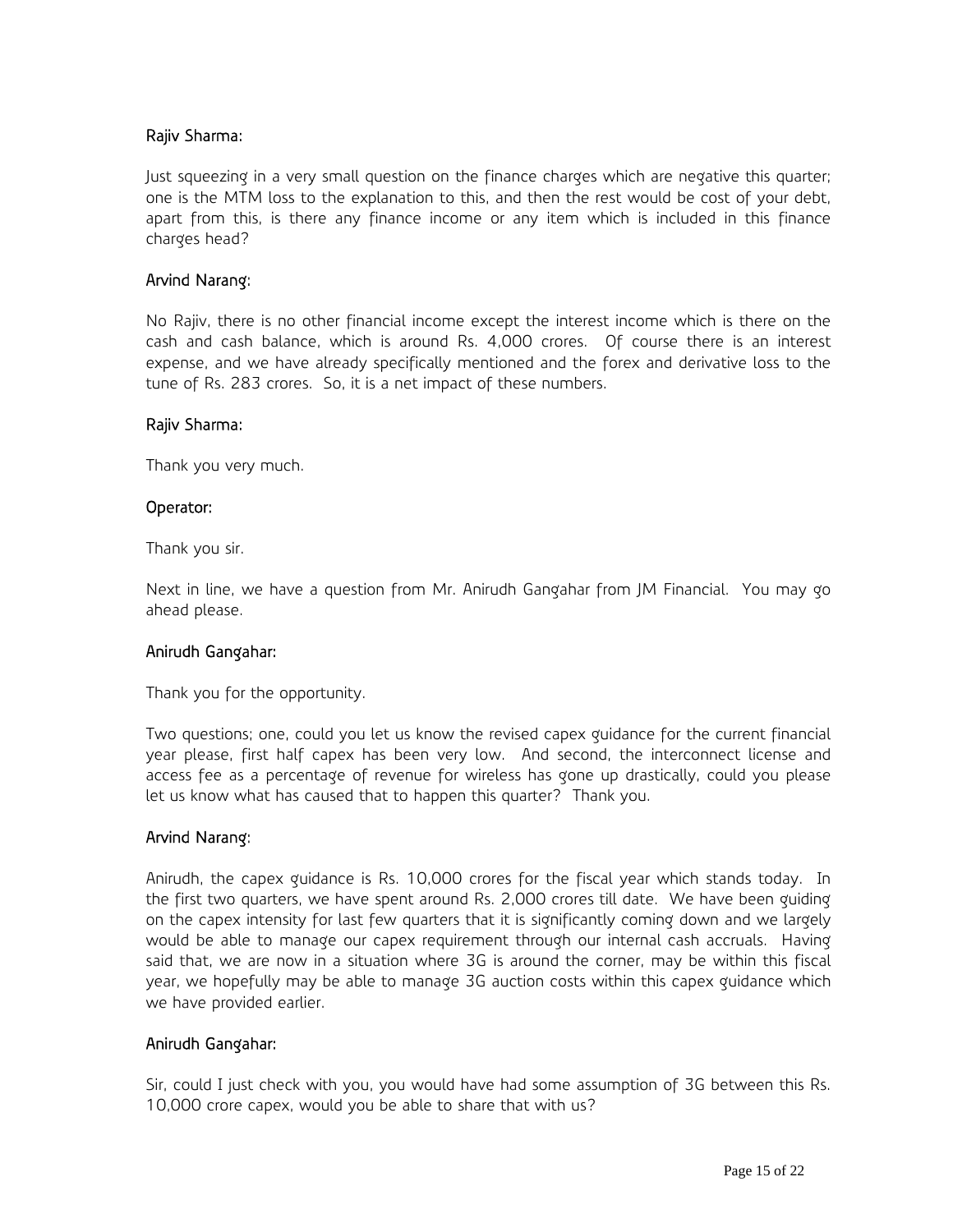**Rajiv Sharma:**

Just squeezing in a very small question on the finance charges which are negative this quarter; one is the MTM loss to the explanation to this, and then the rest would be cost of your debt, apart from this, is there any finance income or any item which is included in this finance charges head?

**Arvind Narang:**

No Rajiv, there is no other financial income except the interest income which is there on the cash and cash balance, which is around Rs. 4,000 crores. Of course there is an interest expense, and we have already specifically mentioned and the forex and derivative loss to the tune of Rs. 283 crores. So, it is a net impact of these numbers.

**Rajiv Sharma:**

Thank you very much.

**Operator:**

Thank you sir.

Next in line, we have a question from Mr. Anirudh Gangahar from JM Financial. You may go ahead please.

**Anirudh Gangahar:**

Thank you for the opportunity.

Two questions; one, could you let us know the revised capex guidance for the current financial year please, first half capex has been very low. And second, the interconnect license and access fee as a percentage of revenue for wireless has gone up drastically, could you please let us know what has caused that to happen this quarter? Thank you.

**Arvind Narang:**

Anirudh, the capex guidance is Rs. 10,000 crores for the fiscal year which stands today. In the first two quarters, we have spent around Rs. 2,000 crores till date. We have been guiding on the capex intensity for last few quarters that it is significantly coming down and we largely would be able to manage our capex requirement through our internal cash accruals. Having said that, we are now in a situation where 3G is around the corner, may be within this fiscal year, we hopefully may be able to manage 3G auction costs within this capex guidance which we have provided earlier.

**Anirudh Gangahar:**

Sir, could I just check with you, you would have had some assumption of 3G between this Rs. 10,000 crore capex, would you be able to share that with us?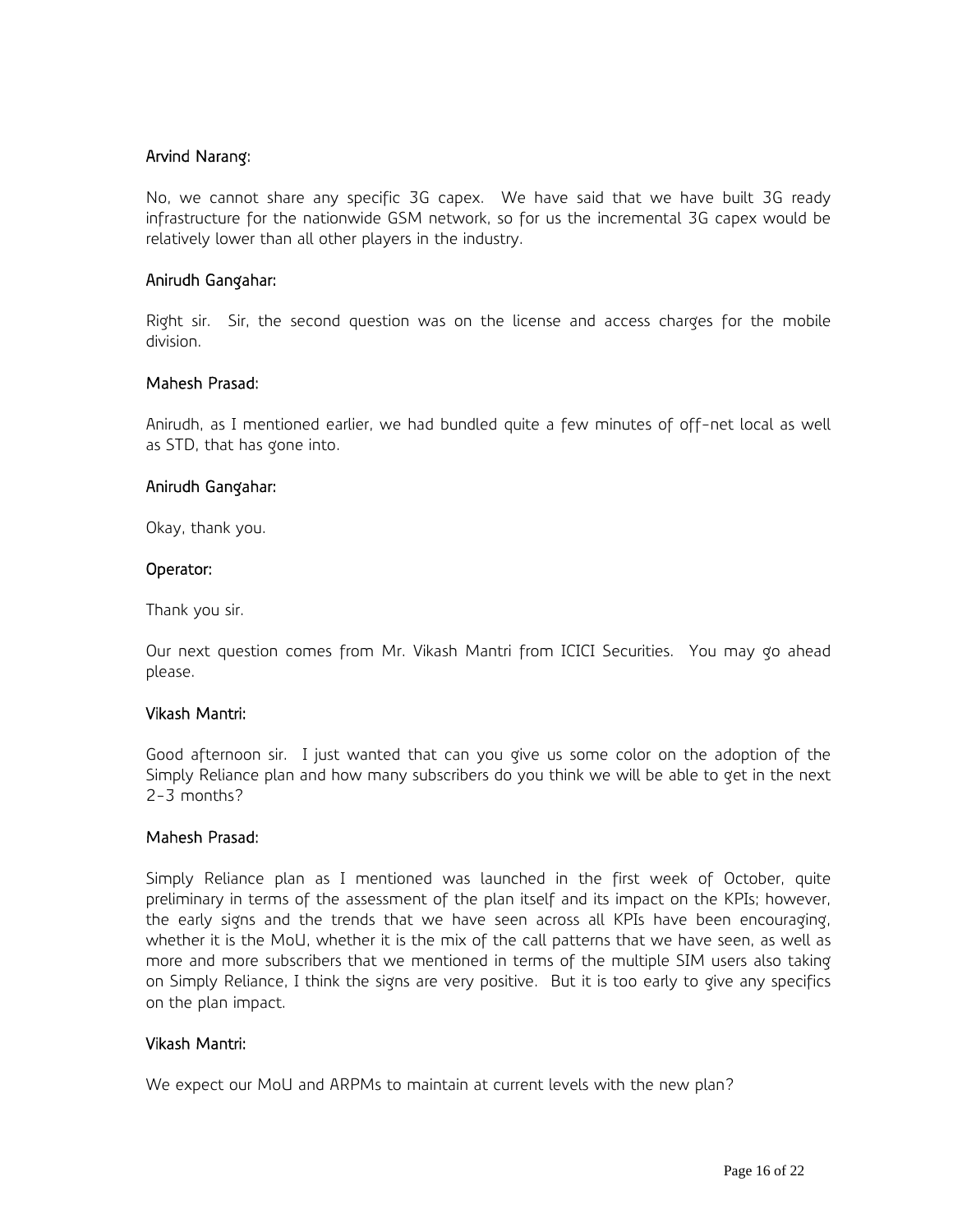**Arvind Narang:**

No, we cannot share any specific 3G capex. We have said that we have built 3G ready infrastructure for the nationwide GSM network, so for us the incremental 3G capex would be relatively lower than all other players in the industry.

**Anirudh Gangahar:**

Right sir. Sir, the second question was on the license and access charges for the mobile division.

**Mahesh Prasad:**

Anirudh, as I mentioned earlier, we had bundled quite a few minutes of off-net local as well as STD, that has gone into.

**Anirudh Gangahar:**

Okay, thank you.

**Operator:**

Thank you sir.

Our next question comes from Mr. Vikash Mantri from ICICI Securities. You may go ahead please.

**Vikash Mantri:**

Good afternoon sir. I just wanted that can you give us some color on the adoption of the Simply Reliance plan and how many subscribers do you think we will be able to get in the next 2-3 months?

**Mahesh Prasad:**

Simply Reliance plan as I mentioned was launched in the first week of October, quite preliminary in terms of the assessment of the plan itself and its impact on the KPIs; however, the early signs and the trends that we have seen across all KPIs have been encouraging, whether it is the MoU, whether it is the mix of the call patterns that we have seen, as well as more and more subscribers that we mentioned in terms of the multiple SIM users also taking on Simply Reliance, I think the signs are very positive. But it is too early to give any specifics on the plan impact.

**Vikash Mantri:**

We expect our MoU and ARPMs to maintain at current levels with the new plan?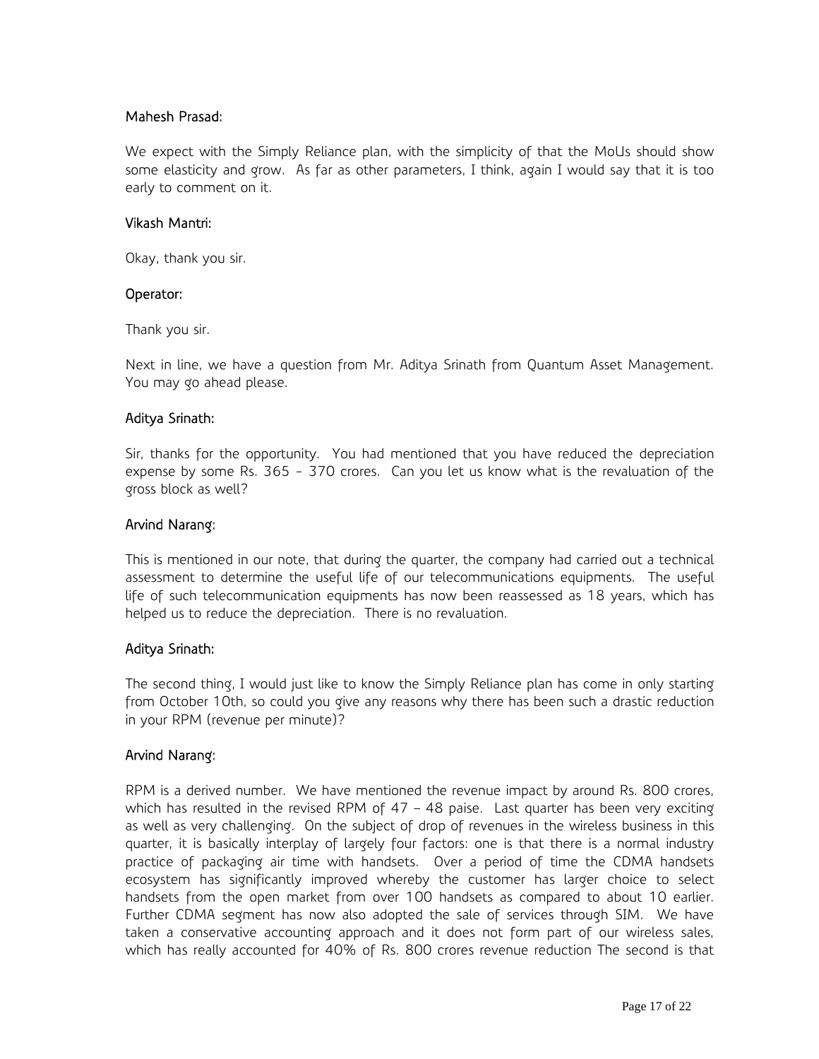**Mahesh Prasad:**

We expect with the Simply Reliance plan, with the simplicity of that the MoUs should show some elasticity and grow. As far as other parameters, I think, again I would say that it is too early to comment on it.

**Vikash Mantri:**

Okay, thank you sir.

**Operator:**

Thank you sir.

Next in line, we have a question from Mr. Aditya Srinath from Quantum Asset Management. You may go ahead please.

**Aditya Srinath:**

Sir, thanks for the opportunity. You had mentioned that you have reduced the depreciation expense by some Rs. 365 - 370 crores. Can you let us know what is the revaluation of the gross block as well?

**Arvind Narang:**

This is mentioned in our note, that during the quarter, the company had carried out a technical assessment to determine the useful life of our telecommunications equipments. The useful life of such telecommunication equipments has now been reassessed as 18 years, which has helped us to reduce the depreciation. There is no revaluation.

**Aditya Srinath:**

The second thing, I would just like to know the Simply Reliance plan has come in only starting from October 10th, so could you give any reasons why there has been such a drastic reduction in your RPM (revenue per minute)?

**Arvind Narang:**

RPM is a derived number. We have mentioned the revenue impact by around Rs. 800 crores, which has resulted in the revised RPM of 47 – 48 paise. Last quarter has been very exciting as well as very challenging. On the subject of drop of revenues in the wireless business in this quarter, it is basically interplay of largely four factors: one is that there is a normal industry practice of packaging air time with handsets. Over a period of time the CDMA handsets ecosystem has significantly improved whereby the customer has larger choice to select handsets from the open market from over 100 handsets as compared to about 10 earlier. Further CDMA segment has now also adopted the sale of services through SIM. We have taken a conservative accounting approach and it does not form part of our wireless sales, which has really accounted for 40% of Rs. 800 crores revenue reduction The second is that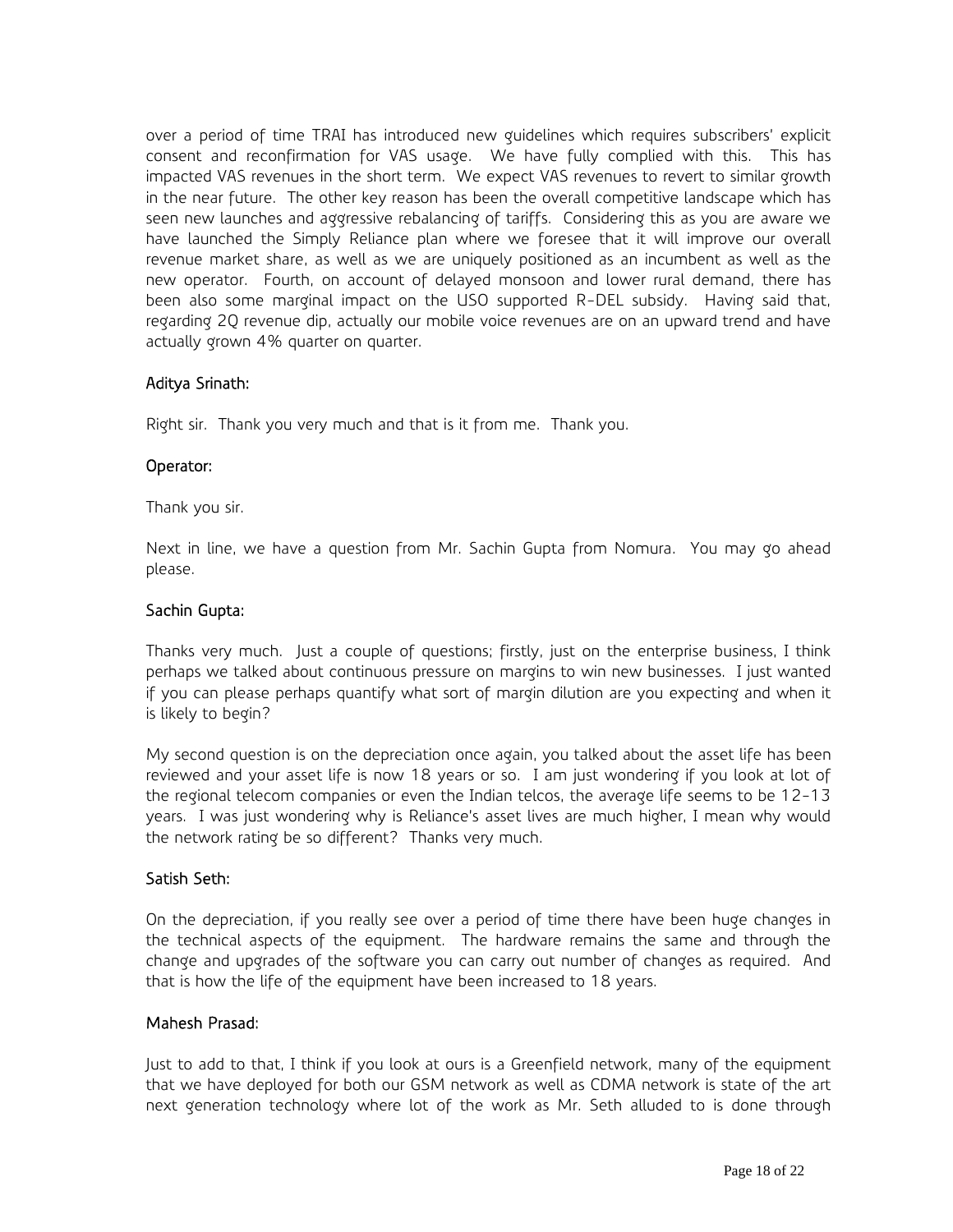over a period of time TRAI has introduced new guidelines which requires subscribers' explicit consent and reconfirmation for VAS usage. We have fully complied with this. This has impacted VAS revenues in the short term. We expect VAS revenues to revert to similar growth in the near future. The other key reason has been the overall competitive landscape which has seen new launches and aggressive rebalancing of tariffs. Considering this as you are aware we have launched the Simply Reliance plan where we foresee that it will improve our overall revenue market share, as well as we are uniquely positioned as an incumbent as well as the new operator. Fourth, on account of delayed monsoon and lower rural demand, there has been also some marginal impact on the USO supported R-DEL subsidy. Having said that, regarding 2Q revenue dip, actually our mobile voice revenues are on an upward trend and have actually grown 4% quarter on quarter.

**Aditya Srinath:**

Right sir. Thank you very much and that is it from me. Thank you.

**Operator:**

Thank you sir.

Next in line, we have a question from Mr. Sachin Gupta from Nomura. You may go ahead please.

**Sachin Gupta:**

Thanks very much. Just a couple of questions; firstly, just on the enterprise business, I think perhaps we talked about continuous pressure on margins to win new businesses. I just wanted if you can please perhaps quantify what sort of margin dilution are you expecting and when it is likely to begin?

My second question is on the depreciation once again, you talked about the asset life has been reviewed and your asset life is now 18 years or so. I am just wondering if you look at lot of the regional telecom companies or even the Indian telcos, the average life seems to be 12-13 years. I was just wondering why is Reliance's asset lives are much higher, I mean why would the network rating be so different? Thanks very much.

**Satish Seth:**

On the depreciation, if you really see over a period of time there have been huge changes in the technical aspects of the equipment. The hardware remains the same and through the change and upgrades of the software you can carry out number of changes as required. And that is how the life of the equipment have been increased to 18 years.

**Mahesh Prasad:**

Just to add to that, I think if you look at ours is a Greenfield network, many of the equipment that we have deployed for both our GSM network as well as CDMA network is state of the art next generation technology where lot of the work as Mr. Seth alluded to is done through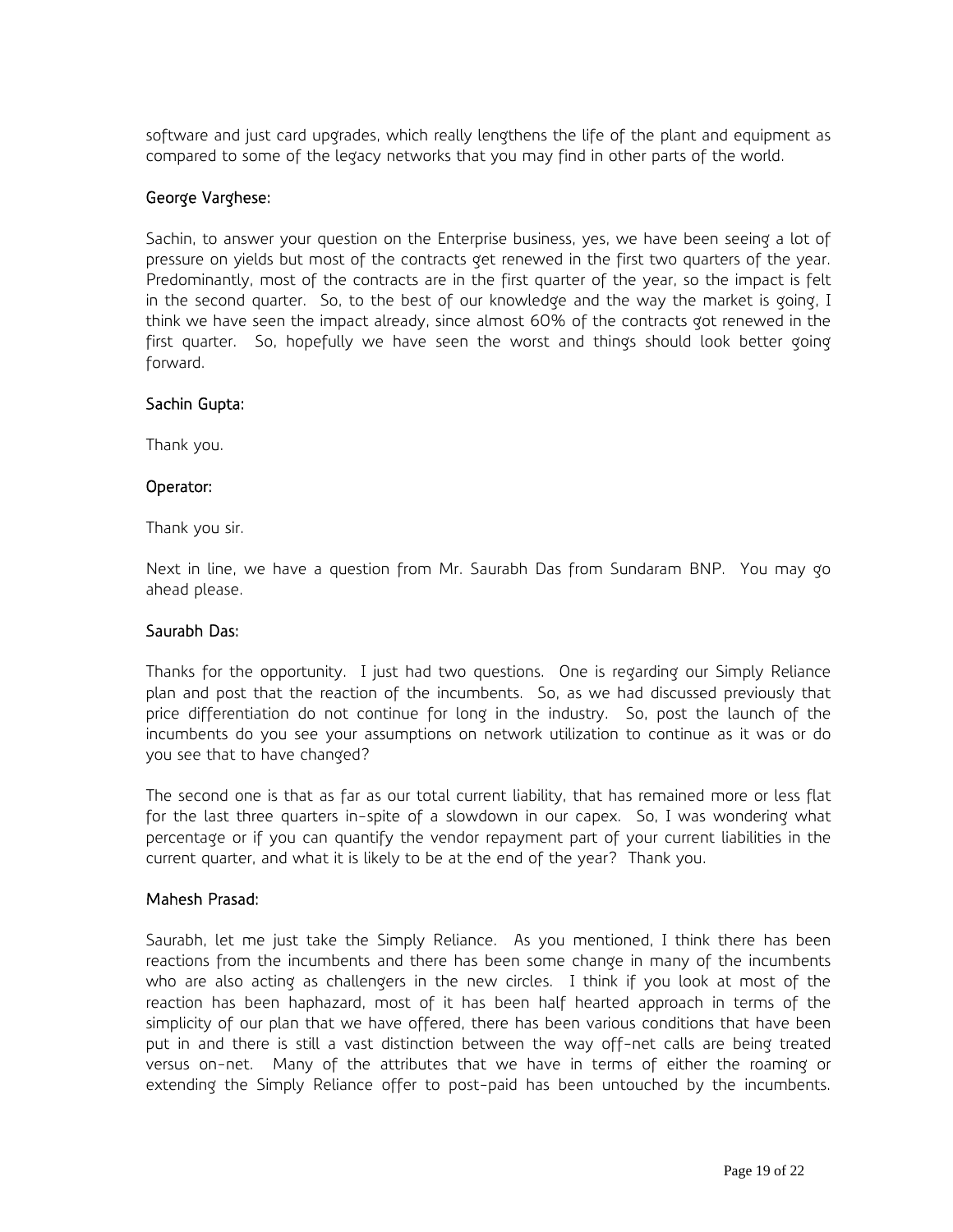software and just card upgrades, which really lengthens the life of the plant and equipment as compared to some of the legacy networks that you may find in other parts of the world.

**George Varghese:**

Sachin, to answer your question on the Enterprise business, yes, we have been seeing a lot of pressure on yields but most of the contracts get renewed in the first two quarters of the year. Predominantly, most of the contracts are in the first quarter of the year, so the impact is felt in the second quarter. So, to the best of our knowledge and the way the market is going, I think we have seen the impact already, since almost 60% of the contracts got renewed in the first quarter. So, hopefully we have seen the worst and things should look better going forward.

**Sachin Gupta:**

Thank you.

**Operator:**

Thank you sir.

Next in line, we have a question from Mr. Saurabh Das from Sundaram BNP. You may go ahead please.

**Saurabh Das:**

Thanks for the opportunity. I just had two questions. One is regarding our Simply Reliance plan and post that the reaction of the incumbents. So, as we had discussed previously that price differentiation do not continue for long in the industry. So, post the launch of the incumbents do you see your assumptions on network utilization to continue as it was or do you see that to have changed?

The second one is that as far as our total current liability, that has remained more or less flat for the last three quarters in-spite of a slowdown in our capex. So, I was wondering what percentage or if you can quantify the vendor repayment part of your current liabilities in the current quarter, and what it is likely to be at the end of the year? Thank you.

**Mahesh Prasad:**

Saurabh, let me just take the Simply Reliance. As you mentioned, I think there has been reactions from the incumbents and there has been some change in many of the incumbents who are also acting as challengers in the new circles. I think if you look at most of the reaction has been haphazard, most of it has been half hearted approach in terms of the simplicity of our plan that we have offered, there has been various conditions that have been put in and there is still a vast distinction between the way off-net calls are being treated versus on-net. Many of the attributes that we have in terms of either the roaming or extending the Simply Reliance offer to post-paid has been untouched by the incumbents.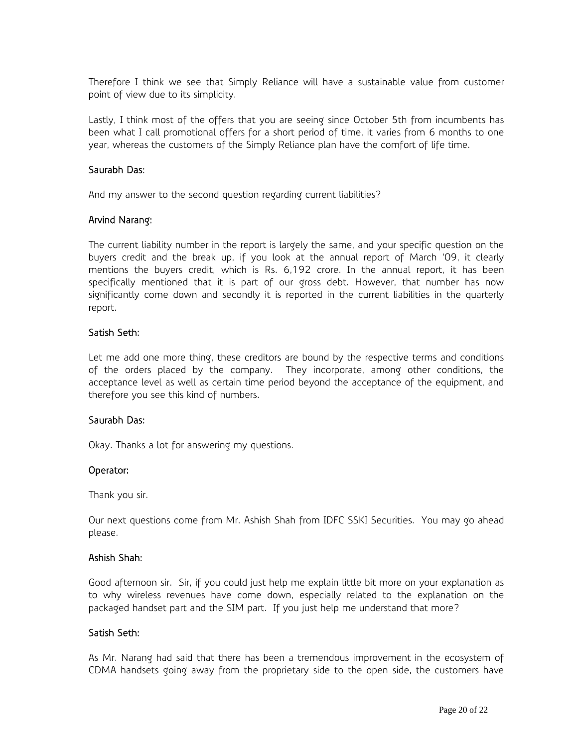Therefore I think we see that Simply Reliance will have a sustainable value from customer point of view due to its simplicity.

Lastly, I think most of the offers that you are seeing since October 5th from incumbents has been what I call promotional offers for a short period of time, it varies from 6 months to one year, whereas the customers of the Simply Reliance plan have the comfort of life time.

**Saurabh Das:**

And my answer to the second question regarding current liabilities?

**Arvind Narang:**

The current liability number in the report is largely the same, and your specific question on the buyers credit and the break up, if you look at the annual report of March '09, it clearly mentions the buyers credit, which is Rs. 6,192 crore. In the annual report, it has been specifically mentioned that it is part of our gross debt. However, that number has now significantly come down and secondly it is reported in the current liabilities in the quarterly report.

**Satish Seth:**

Let me add one more thing, these creditors are bound by the respective terms and conditions of the orders placed by the company. They incorporate, among other conditions, the acceptance level as well as certain time period beyond the acceptance of the equipment, and therefore you see this kind of numbers.

**Saurabh Das:**

Okay. Thanks a lot for answering my questions.

**Operator:**

Thank you sir.

Our next questions come from Mr. Ashish Shah from IDFC SSKI Securities. You may go ahead please.

**Ashish Shah:**

Good afternoon sir. Sir, if you could just help me explain little bit more on your explanation as to why wireless revenues have come down, especially related to the explanation on the packaged handset part and the SIM part. If you just help me understand that more?

**Satish Seth:**

As Mr. Narang had said that there has been a tremendous improvement in the ecosystem of CDMA handsets going away from the proprietary side to the open side, the customers have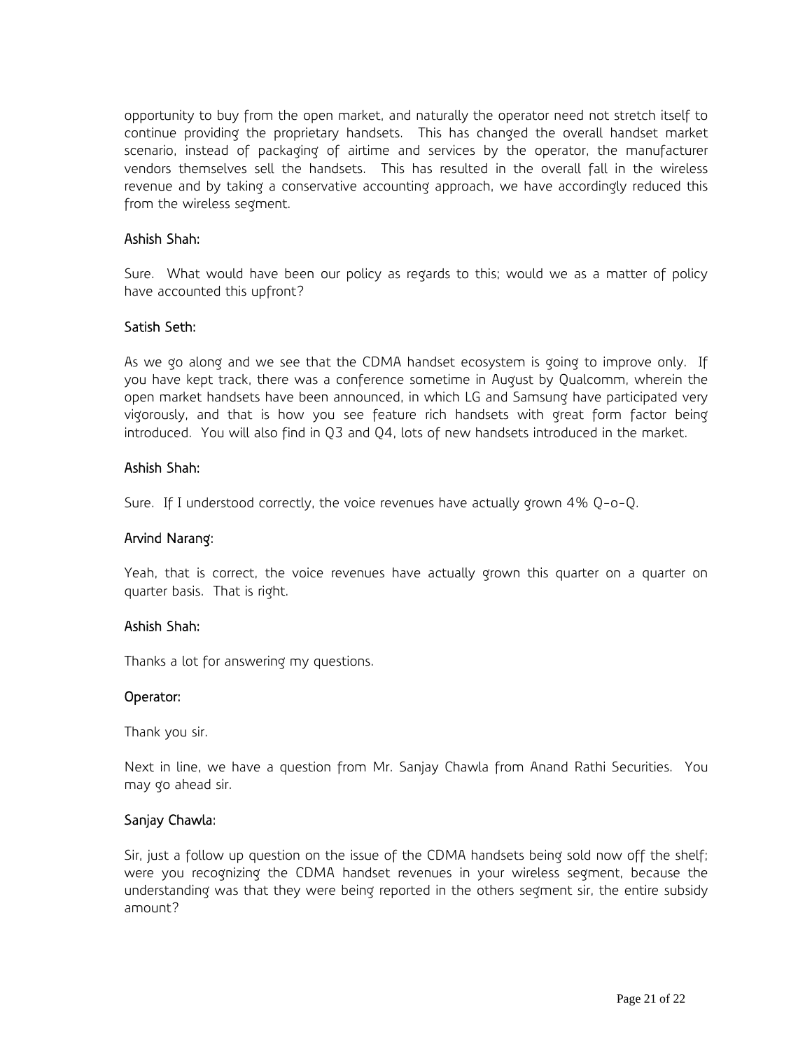opportunity to buy from the open market, and naturally the operator need not stretch itself to continue providing the proprietary handsets. This has changed the overall handset market scenario, instead of packaging of airtime and services by the operator, the manufacturer vendors themselves sell the handsets. This has resulted in the overall fall in the wireless revenue and by taking a conservative accounting approach, we have accordingly reduced this from the wireless segment.

**Ashish Shah:**

Sure. What would have been our policy as regards to this; would we as a matter of policy have accounted this upfront?

**Satish Seth:**

As we go along and we see that the CDMA handset ecosystem is going to improve only. If you have kept track, there was a conference sometime in August by Qualcomm, wherein the open market handsets have been announced, in which LG and Samsung have participated very vigorously, and that is how you see feature rich handsets with great form factor being introduced. You will also find in Q3 and Q4, lots of new handsets introduced in the market.

**Ashish Shah:**

Sure. If I understood correctly, the voice revenues have actually grown 4% Q-o-Q.

**Arvind Narang:**

Yeah, that is correct, the voice revenues have actually grown this quarter on a quarter on quarter basis. That is right.

**Ashish Shah:**

Thanks a lot for answering my questions.

**Operator:**

Thank you sir.

Next in line, we have a question from Mr. Sanjay Chawla from Anand Rathi Securities. You may go ahead sir.

**Sanjay Chawla:**

Sir, just a follow up question on the issue of the CDMA handsets being sold now off the shelf; were you recognizing the CDMA handset revenues in your wireless segment, because the understanding was that they were being reported in the others segment sir, the entire subsidy amount?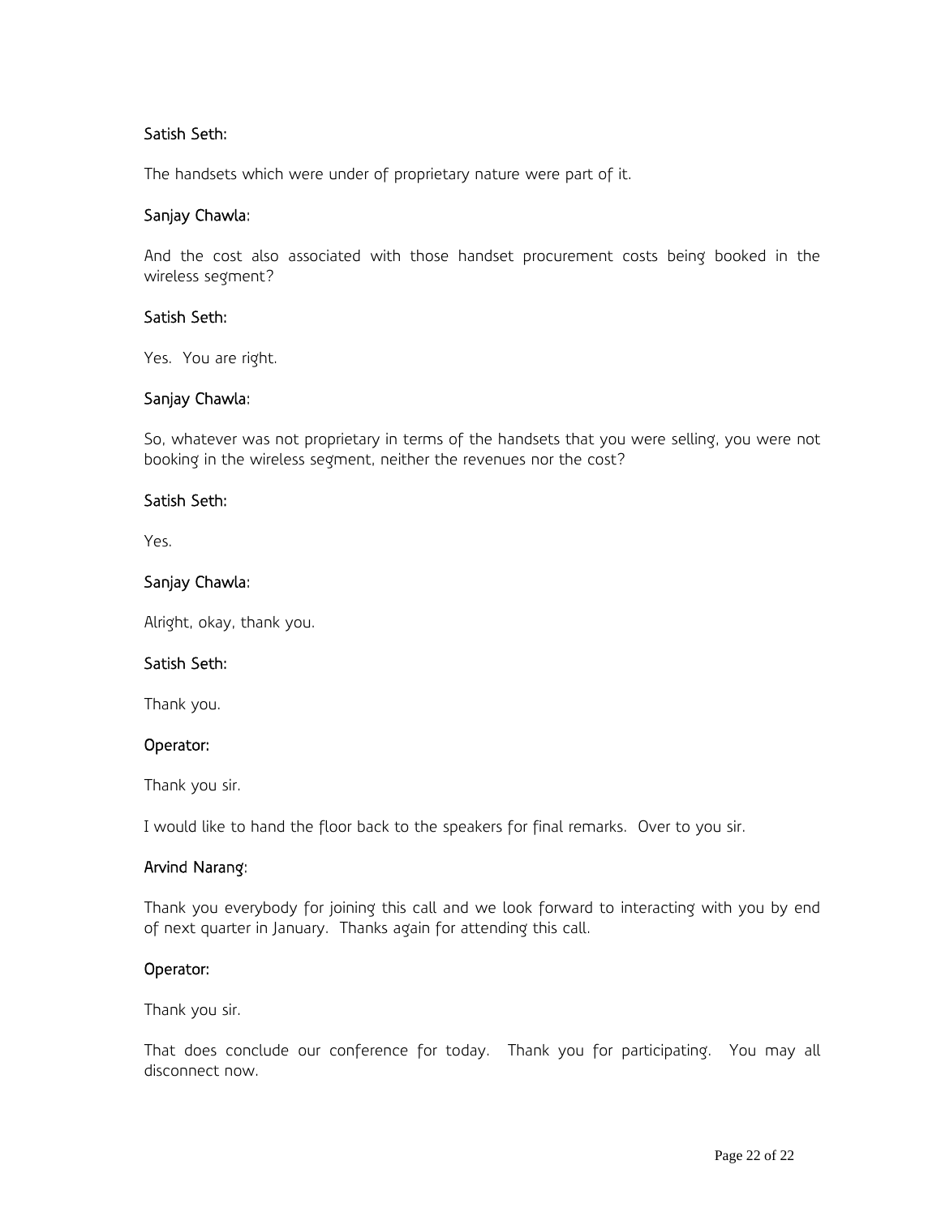**Satish Seth:**

The handsets which were under of proprietary nature were part of it.

**Sanjay Chawla:**

And the cost also associated with those handset procurement costs being booked in the wireless segment?

**Satish Seth:**

Yes. You are right.

**Sanjay Chawla:**

So, whatever was not proprietary in terms of the handsets that you were selling, you were not booking in the wireless segment, neither the revenues nor the cost?

**Satish Seth:**

Yes.

**Sanjay Chawla:**

Alright, okay, thank you.

**Satish Seth:**

Thank you.

**Operator:**

Thank you sir.

I would like to hand the floor back to the speakers for final remarks. Over to you sir.

**Arvind Narang:**

Thank you everybody for joining this call and we look forward to interacting with you by end of next quarter in January. Thanks again for attending this call.

**Operator:**

Thank you sir.

That does conclude our conference for today. Thank you for participating. You may all disconnect now.